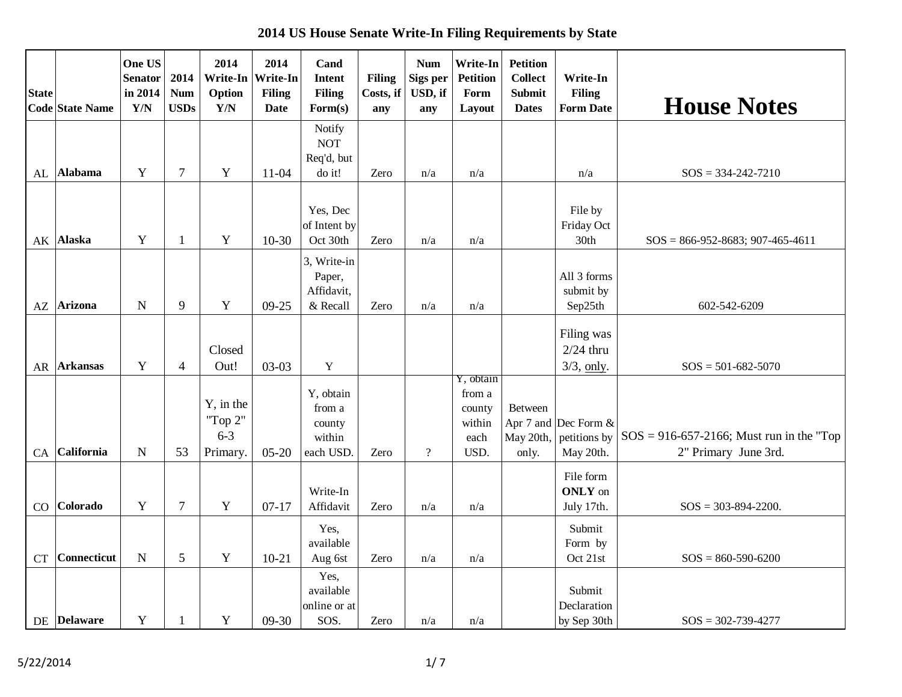# 2014 US House Senate Write-In Filing Requirements by State

| State Code | State Name | One US Senator in 2014 Y/N | 2014 Num USDs | 2014 Write-In Option Y/N | 2014 Write-In Filing Date | Cand Intent Filing Form(s) | Filing Costs, if any | Num Sigs per USD, if any | Write-In Petition Form Layout | Petition Collect Submit Dates | Write-In Filing Form Date | House Notes |
|---|---|---|---|---|---|---|---|---|---|---|---|---|
| AL | **Alabama** | Y | 7 | Y | 11-04 | Notify NOT Req'd, but do it! | Zero | n/a | n/a | | n/a | SOS = 334-242-7210 |
| AK | **Alaska** | Y | 1 | Y | 10-30 | Yes, Dec of Intent by Oct 30th | Zero | n/a | n/a | | File by Friday Oct 30th | SOS = 866-952-8683; 907-465-4611 |
| AZ | **Arizona** | N | 9 | Y | 09-25 | 3, Write-in Paper, Affidavit, & Recall | Zero | n/a | n/a | | All 3 forms submit by Sep25th | 602-542-6209 |
| AR | **Arkansas** | Y | 4 | Closed Out! | 03-03 | Y | | | | | Filing was 2/24 thru 3/3, only. | SOS = 501-682-5070 |
| CA | **California** | N | 53 | Y, in the "Top 2" 6-3 Primary. | 05-20 | Y, obtain from a county within each USD. | Zero | ? | Y, obtain from a county within each USD. | Between Apr 7 and May 20th, only. | Dec Form & petitions by May 20th. | SOS = 916-657-2166; Must run in the "Top 2" Primary June 3rd. |
| CO | **Colorado** | Y | 7 | Y | 07-17 | Write-In Affidavit | Zero | n/a | n/a | | File form **ONLY** on July 17th. | SOS = 303-894-2200. |
| CT | **Connecticut** | N | 5 | Y | 10-21 | Yes, available Aug 6st | Zero | n/a | n/a | | Submit Form by Oct 21st | SOS = 860-590-6200 |
| DE | **Delaware** | Y | 1 | Y | 09-30 | Yes, available online or at SOS. | Zero | n/a | n/a | | Submit Declaration by Sep 30th | SOS = 302-739-4277 |

5/22/2014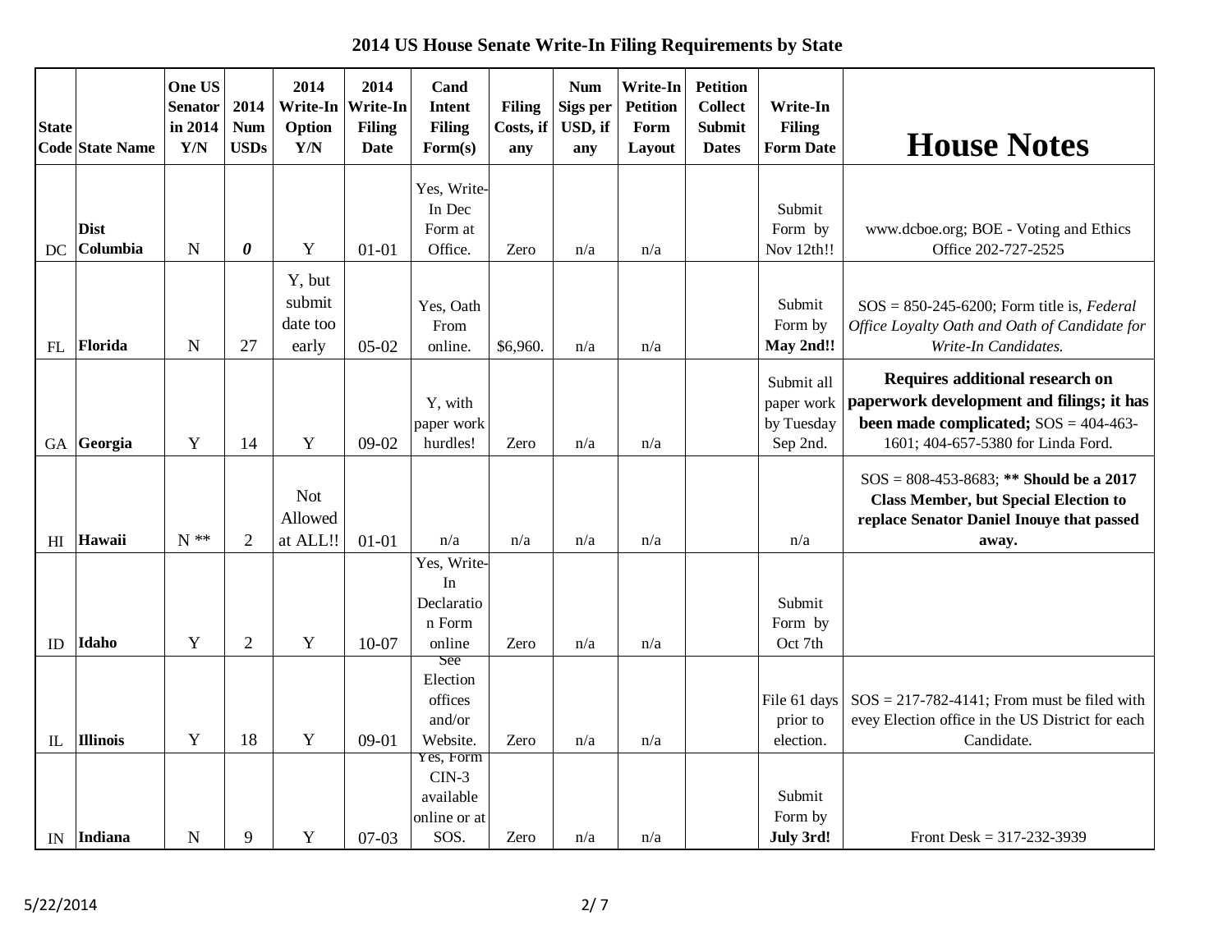## 2014 US House Senate Write-In Filing Requirements by State

| State Code | State Name | One US Senator in 2014 Y/N | 2014 Num USDs | 2014 Write-In Option Y/N | 2014 Write-In Filing Date | Cand Intent Filing Form(s) | Filing Costs, if any | Num Sigs per USD, if any | Write-In Petition Form Layout | Petition Collect Submit Dates | Write-In Filing Form Date | House Notes |
|---|---|---|---|---|---|---|---|---|---|---|---|---|
| DC | **Dist Columbia** | N | ***0*** | Y | 01-01 | Yes, Write-In Dec Form at Office. | Zero | n/a | n/a | | Submit Form by Nov 12th!! | www.dcboe.org; BOE - Voting and Ethics Office 202-727-2525 |
| FL | **Florida** | N | 27 | Y, but submit date too early | 05-02 | Yes, Oath From online. | $6,960. | n/a | n/a | | Submit Form by **May 2nd!!** | SOS = 850-245-6200; Form title is, *Federal Office Loyalty Oath and Oath of Candidate for Write-In Candidates.* |
| GA | **Georgia** | Y | 14 | Y | 09-02 | Y, with paper work hurdles! | Zero | n/a | n/a | | Submit all paper work by Tuesday Sep 2nd. | **Requires additional research on paperwork development and filings; it has been made complicated;** SOS = 404-463-1601; 404-657-5380 for Linda Ford. |
| HI | **Hawaii** | N ** | 2 | Not Allowed at ALL!! | 01-01 | n/a | n/a | n/a | n/a | | n/a | SOS = 808-453-8683; **** Should be a 2017 Class Member, but Special Election to replace Senator Daniel Inouye that passed away.** |
| ID | **Idaho** | Y | 2 | Y | 10-07 | Yes, Write-In Declaration Form online | Zero | n/a | n/a | | Submit Form by Oct 7th | |
| IL | **Illinois** | Y | 18 | Y | 09-01 | See Election offices and/or Website. | Zero | n/a | n/a | | File 61 days prior to election. | SOS = 217-782-4141; From must be filed with evey Election office in the US District for each Candidate. |
| IN | **Indiana** | N | 9 | Y | 07-03 | Yes, Form CIN-3 available online or at SOS. | Zero | n/a | n/a | | Submit Form by **July 3rd!** | Front Desk = 317-232-3939 |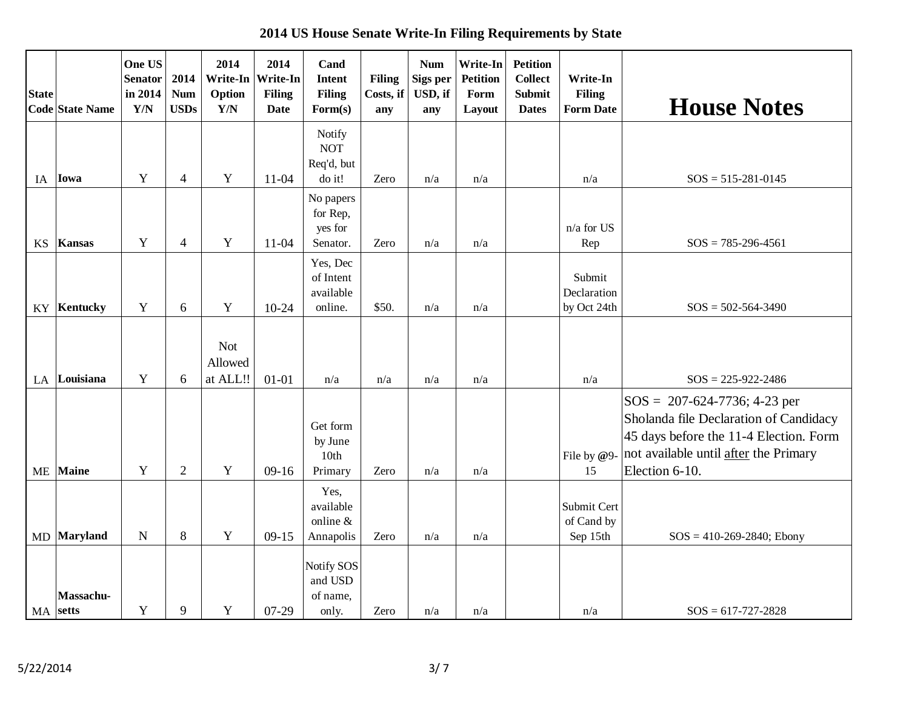# 2014 US House Senate Write-In Filing Requirements by State

| State Code | State Name | One US Senator in 2014 Y/N | 2014 Num USDs | 2014 Write-In Option Y/N | 2014 Write-In Filing Date | Cand Intent Filing Form(s) | Filing Costs, if any | Num Sigs per USD, if any | Write-In Petition Form Layout | Petition Collect Submit Dates | Write-In Filing Form Date | House Notes |
|---|---|---|---|---|---|---|---|---|---|---|---|---|
| IA | **Iowa** | Y | 4 | Y | 11-04 | Notify NOT Req'd, but do it! | Zero | n/a | n/a | | n/a | SOS = 515-281-0145 |
| KS | **Kansas** | Y | 4 | Y | 11-04 | No papers for Rep, yes for Senator. | Zero | n/a | n/a | | n/a for US Rep | SOS = 785-296-4561 |
| KY | **Kentucky** | Y | 6 | Y | 10-24 | Yes, Dec of Intent available online. | $50. | n/a | n/a | | Submit Declaration by Oct 24th | SOS = 502-564-3490 |
| LA | **Louisiana** | Y | 6 | Not Allowed at ALL!! | 01-01 | n/a | n/a | n/a | n/a | | n/a | SOS = 225-922-2486 |
| ME | **Maine** | Y | 2 | Y | 09-16 | Get form by June 10th Primary | Zero | n/a | n/a | | File by @9-15 | SOS = 207-624-7736; 4-23 per Sholanda file Declaration of Candidacy 45 days before the 11-4 Election. Form not available until <u>after</u> the Primary Election 6-10. |
| MD | **Maryland** | N | 8 | Y | 09-15 | Yes, available online & Annapolis | Zero | n/a | n/a | | Submit Cert of Cand by Sep 15th | SOS = 410-269-2840; Ebony |
| MA | **Massachu-setts** | Y | 9 | Y | 07-29 | Notify SOS and USD of name, only. | Zero | n/a | n/a | | n/a | SOS = 617-727-2828 |

5/22/2014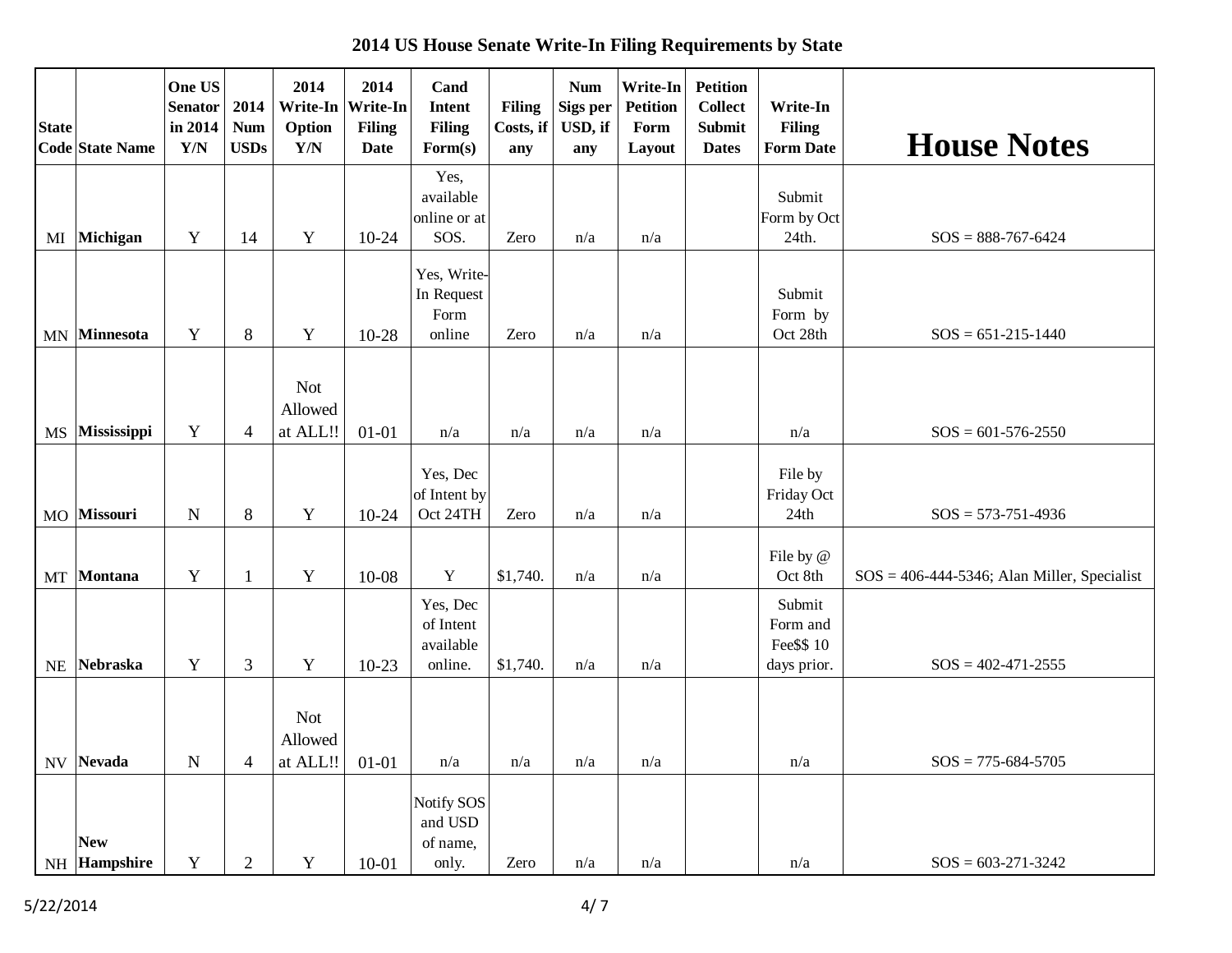# 2014 US House Senate Write-In Filing Requirements by State

| State Code | State Name | One US Senator in 2014 Y/N | 2014 Num USDs | 2014 Write-In Option Y/N | 2014 Write-In Filing Date | Cand Intent Filing Form(s) | Filing Costs, if any | Num Sigs per USD, if any | Write-In Petition Form Layout | Petition Collect Submit Dates | Write-In Filing Form Date | House Notes |
|---|---|---|---|---|---|---|---|---|---|---|---|---|
| MI | **Michigan** | Y | 14 | Y | 10-24 | Yes, available online or at SOS. | Zero | n/a | n/a | | Submit Form by Oct 24th. | SOS = 888-767-6424 |
| MN | **Minnesota** | Y | 8 | Y | 10-28 | Yes, Write-In Request Form online | Zero | n/a | n/a | | Submit Form by Oct 28th | SOS = 651-215-1440 |
| MS | **Mississippi** | Y | 4 | Not Allowed at ALL!! | 01-01 | n/a | n/a | n/a | n/a | | n/a | SOS = 601-576-2550 |
| MO | **Missouri** | N | 8 | Y | 10-24 | Yes, Dec of Intent by Oct 24TH | Zero | n/a | n/a | | File by Friday Oct 24th | SOS = 573-751-4936 |
| MT | **Montana** | Y | 1 | Y | 10-08 | Y | $1,740. | n/a | n/a | | File by @ Oct 8th | SOS = 406-444-5346; Alan Miller, Specialist |
| NE | **Nebraska** | Y | 3 | Y | 10-23 | Yes, Dec of Intent available online. | $1,740. | n/a | n/a | | Submit Form and Fee$$ 10 days prior. | SOS = 402-471-2555 |
| NV | **Nevada** | N | 4 | Not Allowed at ALL!! | 01-01 | n/a | n/a | n/a | n/a | | n/a | SOS = 775-684-5705 |
| NH | **New Hampshire** | Y | 2 | Y | 10-01 | Notify SOS and USD of name, only. | Zero | n/a | n/a | | n/a | SOS = 603-271-3242 |

5/22/2014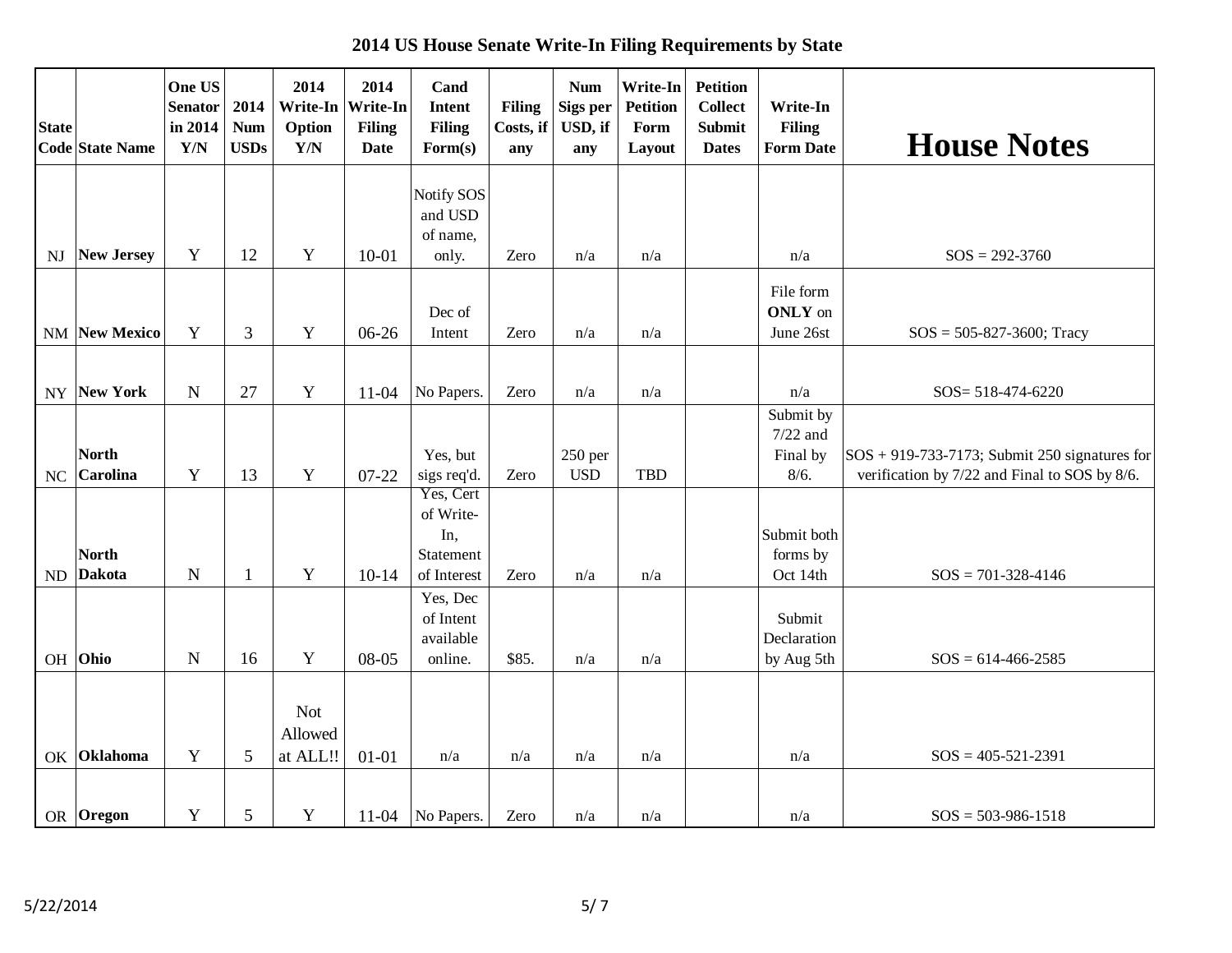# 2014 US House Senate Write-In Filing Requirements by State

| State Code | State Name | One US Senator in 2014 Y/N | 2014 Num USDs | 2014 Write-In Option Y/N | 2014 Write-In Filing Date | Cand Intent Filing Form(s) | Filing Costs, if any | Num Sigs per USD, if any | Write-In Petition Form Layout | Petition Collect Submit Dates | Write-In Filing Form Date | House Notes |
|---|---|---|---|---|---|---|---|---|---|---|---|---|
| NJ | New Jersey | Y | 12 | Y | 10-01 | Notify SOS and USD of name, only. | Zero | n/a | n/a | | n/a | SOS = 292-3760 |
| NM | New Mexico | Y | 3 | Y | 06-26 | Dec of Intent | Zero | n/a | n/a | | File form **ONLY** on June 26st | SOS = 505-827-3600; Tracy |
| NY | New York | N | 27 | Y | 11-04 | No Papers. | Zero | n/a | n/a | | n/a | SOS= 518-474-6220 |
| NC | North Carolina | Y | 13 | Y | 07-22 | Yes, but sigs req'd. | Zero | 250 per USD | TBD | | Submit by 7/22 and Final by 8/6. | SOS + 919-733-7173; Submit 250 signatures for verification by 7/22 and Final to SOS by 8/6. |
| ND | North Dakota | N | 1 | Y | 10-14 | Yes, Cert of Write-In, Statement of Interest | Zero | n/a | n/a | | Submit both forms by Oct 14th | SOS = 701-328-4146 |
| OH | Ohio | N | 16 | Y | 08-05 | Yes, Dec of Intent available online. | $85. | n/a | n/a | | Submit Declaration by Aug 5th | SOS = 614-466-2585 |
| OK | Oklahoma | Y | 5 | Not Allowed at ALL!! | 01-01 | n/a | n/a | n/a | n/a | | n/a | SOS = 405-521-2391 |
| OR | Oregon | Y | 5 | Y | 11-04 | No Papers. | Zero | n/a | n/a | | n/a | SOS = 503-986-1518 |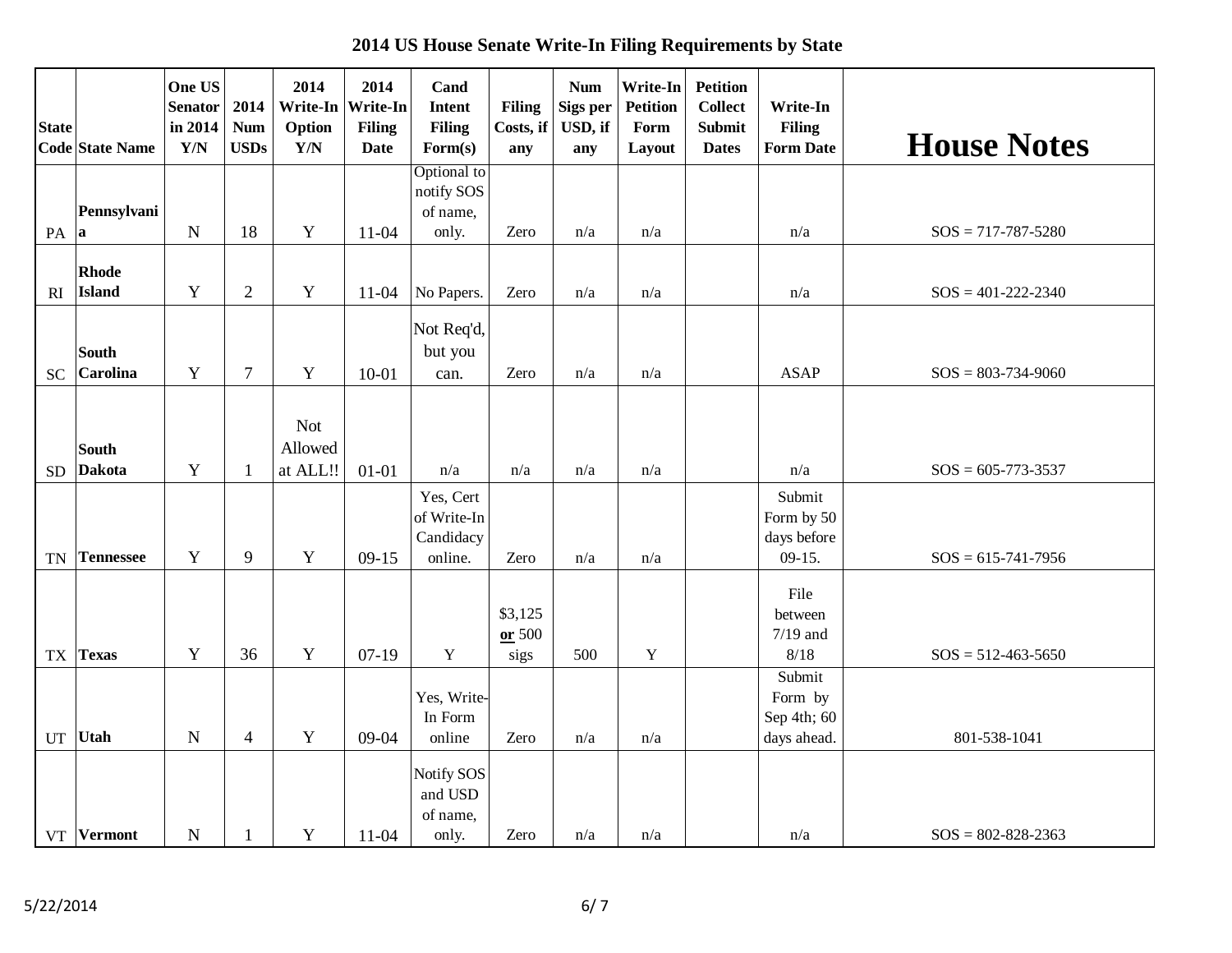# 2014 US House Senate Write-In Filing Requirements by State

| State Code | State Name | One US Senator in 2014 Y/N | 2014 Num USDs | 2014 Write-In Option Y/N | 2014 Write-In Filing Date | Cand Intent Filing Form(s) | Filing Costs, if any | Num Sigs per USD, if any | Write-In Petition Form Layout | Petition Collect Submit Dates | Write-In Filing Form Date | House Notes |
|---|---|---|---|---|---|---|---|---|---|---|---|---|
| PA | **Pennsylvania** | N | 18 | Y | 11-04 | Optional to notify SOS of name, only. | Zero | n/a | n/a | | n/a | SOS = 717-787-5280 |
| RI | **Rhode Island** | Y | 2 | Y | 11-04 | No Papers. | Zero | n/a | n/a | | n/a | SOS = 401-222-2340 |
| SC | **South Carolina** | Y | 7 | Y | 10-01 | Not Req'd, but you can. | Zero | n/a | n/a | | ASAP | SOS = 803-734-9060 |
| SD | **South Dakota** | Y | 1 | Not Allowed at ALL!! | 01-01 | n/a | n/a | n/a | n/a | | n/a | SOS = 605-773-3537 |
| TN | **Tennessee** | Y | 9 | Y | 09-15 | Yes, Cert of Write-In Candidacy online. | Zero | n/a | n/a | | Submit Form by 50 days before 09-15. | SOS = 615-741-7956 |
| TX | **Texas** | Y | 36 | Y | 07-19 | Y | $3,125 **or** 500 sigs | 500 | Y | | File between 7/19 and 8/18 | SOS = 512-463-5650 |
| UT | **Utah** | N | 4 | Y | 09-04 | Yes, Write-In Form online | Zero | n/a | n/a | | Submit Form by Sep 4th; 60 days ahead. | 801-538-1041 |
| VT | **Vermont** | N | 1 | Y | 11-04 | Notify SOS and USD of name, only. | Zero | n/a | n/a | | n/a | SOS = 802-828-2363 |

5/22/2014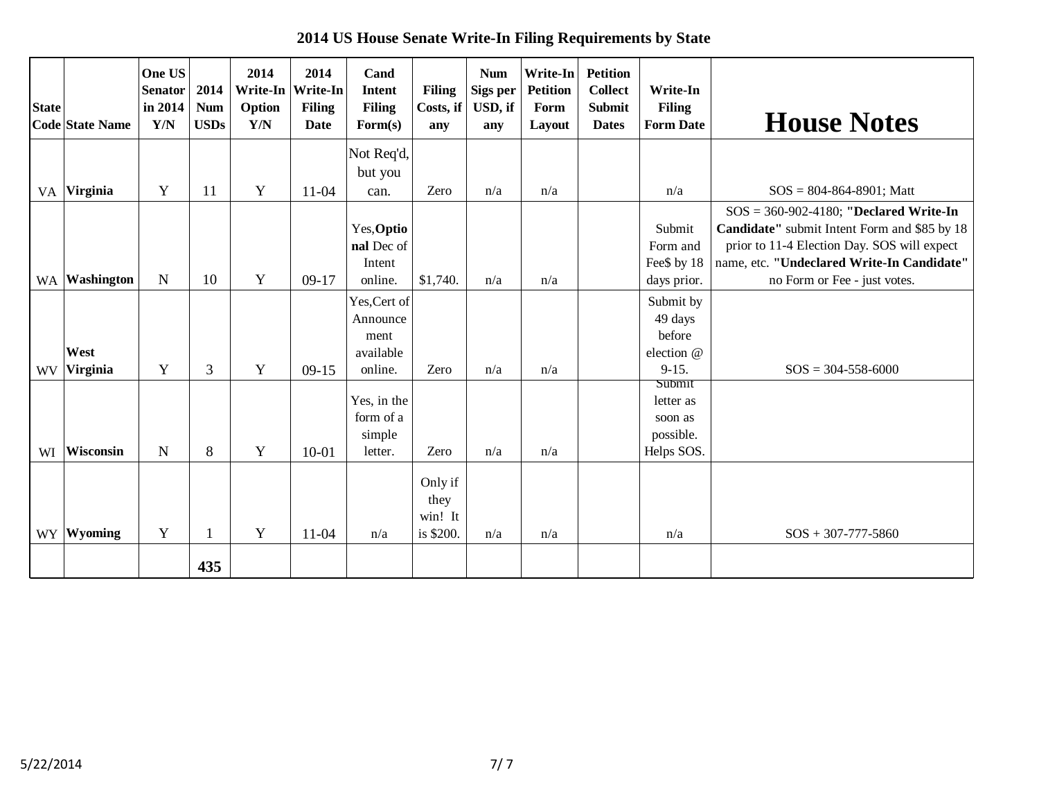# 2014 US House Senate Write-In Filing Requirements by State

| State Code | State Name | One US Senator in 2014 Y/N | 2014 Num USDs | 2014 Write-In Option Y/N | 2014 Write-In Filing Date | Cand Intent Filing Form(s) | Filing Costs, if any | Num Sigs per USD, if any | Write-In Petition Form Layout | Petition Collect Submit Dates | Write-In Filing Form Date | House Notes |
|---|---|---|---|---|---|---|---|---|---|---|---|---|
| VA | **Virginia** | Y | 11 | Y | 11-04 | Not Req'd, but you can. | Zero | n/a | n/a | | n/a | SOS = 804-864-8901; Matt |
| WA | **Washington** | N | 10 | Y | 09-17 | Yes,**Optional** Dec of Intent online. | $1,740. | n/a | n/a | | Submit Form and Fee$ by 18 days prior. | SOS = 360-902-4180; **"Declared Write-In Candidate"** submit Intent Form and $85 by 18 prior to 11-4 Election Day. SOS will expect name, etc. **"Undeclared Write-In Candidate"** no Form or Fee - just votes. |
| WV | **West Virginia** | Y | 3 | Y | 09-15 | Yes,Cert of Announcement available online. | Zero | n/a | n/a | | Submit by 49 days before election @ 9-15. | SOS = 304-558-6000 |
| WI | **Wisconsin** | N | 8 | Y | 10-01 | Yes, in the form of a simple letter. | Zero | n/a | n/a | | Submit letter as soon as possible. Helps SOS. | |
| WY | **Wyoming** | Y | 1 | Y | 11-04 | n/a | Only if they win! It is $200. | n/a | n/a | | n/a | SOS + 307-777-5860 |
| | | | **435** | | | | | | | | | |

5/22/2014